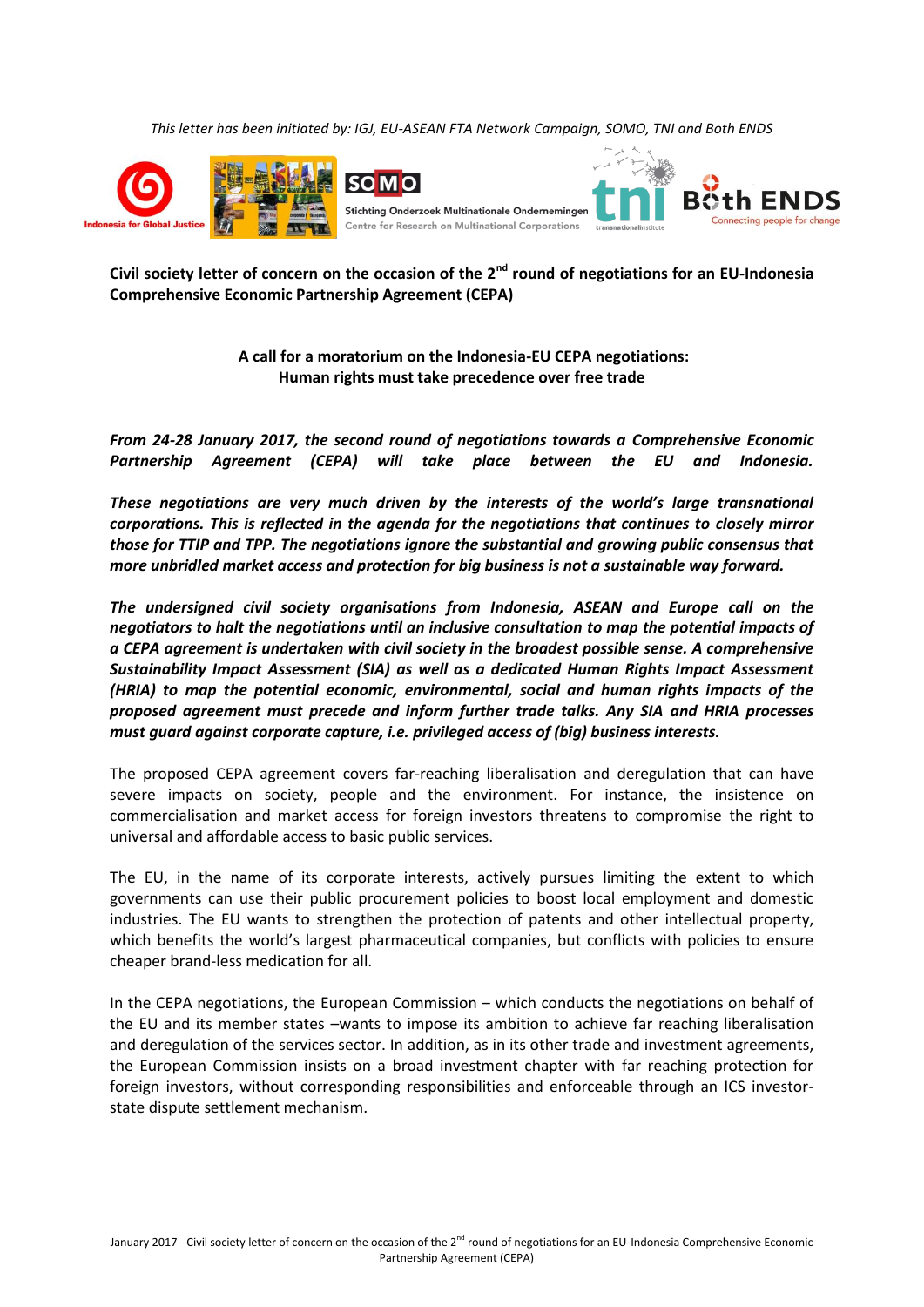*This letter has been initiated by: IGJ, EU-ASEAN FTA Network Campaign, SOMO, TNI and Both ENDS*

**Civil society letter of concern on the occasion of the 2nd round of negotiations for an EU-Indonesia Comprehensive Economic Partnership Agreement (CEPA)**

**A call for a moratorium on the Indonesia-EU CEPA negotiations: Human rights must take precedence over free trade**

***From 24-28 January 2017, the second round of negotiations towards a Comprehensive Economic Partnership Agreement (CEPA) will take place between the EU and Indonesia.***

***These negotiations are very much driven by the interests of the world's large transnational corporations. This is reflected in the agenda for the negotiations that continues to closely mirror those for TTIP and TPP. The negotiations ignore the substantial and growing public consensus that more unbridled market access and protection for big business is not a sustainable way forward.***

***The undersigned civil society organisations from Indonesia, ASEAN and Europe call on the negotiators to halt the negotiations until an inclusive consultation to map the potential impacts of a CEPA agreement is undertaken with civil society in the broadest possible sense. A comprehensive Sustainability Impact Assessment (SIA) as well as a dedicated Human Rights Impact Assessment (HRIA) to map the potential economic, environmental, social and human rights impacts of the proposed agreement must precede and inform further trade talks. Any SIA and HRIA processes must guard against corporate capture, i.e. privileged access of (big) business interests.***

The proposed CEPA agreement covers far-reaching liberalisation and deregulation that can have severe impacts on society, people and the environment. For instance, the insistence on commercialisation and market access for foreign investors threatens to compromise the right to universal and affordable access to basic public services.

The EU, in the name of its corporate interests, actively pursues limiting the extent to which governments can use their public procurement policies to boost local employment and domestic industries. The EU wants to strengthen the protection of patents and other intellectual property, which benefits the world's largest pharmaceutical companies, but conflicts with policies to ensure cheaper brand-less medication for all.

In the CEPA negotiations, the European Commission – which conducts the negotiations on behalf of the EU and its member states –wants to impose its ambition to achieve far reaching liberalisation and deregulation of the services sector. In addition, as in its other trade and investment agreements, the European Commission insists on a broad investment chapter with far reaching protection for foreign investors, without corresponding responsibilities and enforceable through an ICS investor-state dispute settlement mechanism.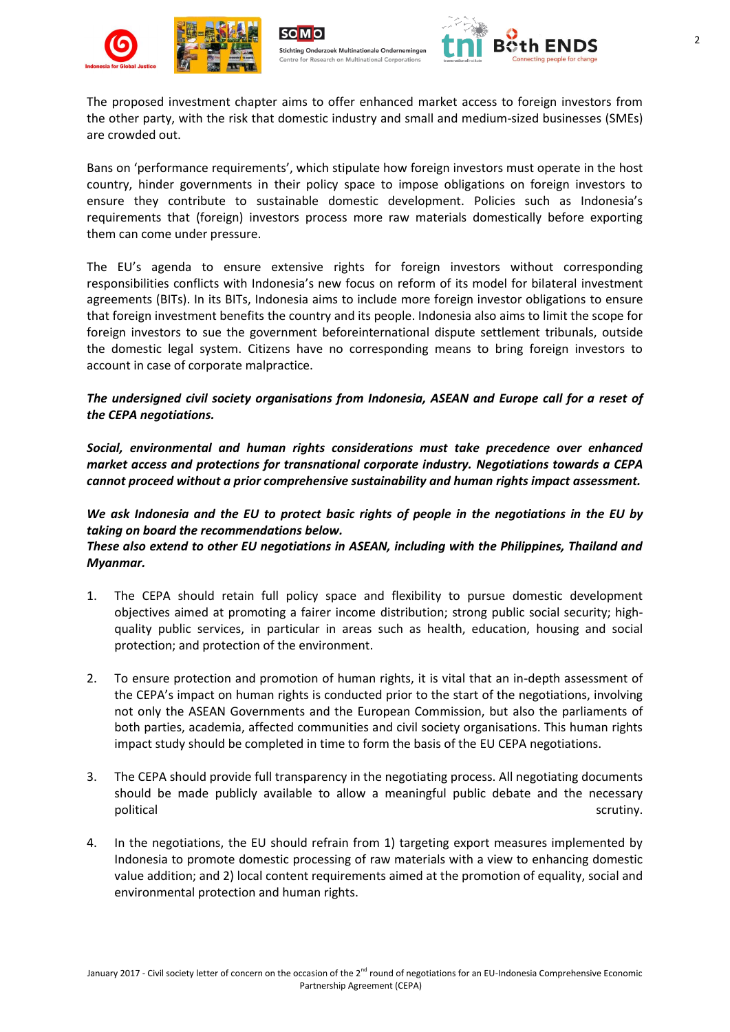The proposed investment chapter aims to offer enhanced market access to foreign investors from the other party, with the risk that domestic industry and small and medium-sized businesses (SMEs) are crowded out.

Bans on 'performance requirements', which stipulate how foreign investors must operate in the host country, hinder governments in their policy space to impose obligations on foreign investors to ensure they contribute to sustainable domestic development. Policies such as Indonesia's requirements that (foreign) investors process more raw materials domestically before exporting them can come under pressure.

The EU's agenda to ensure extensive rights for foreign investors without corresponding responsibilities conflicts with Indonesia's new focus on reform of its model for bilateral investment agreements (BITs). In its BITs, Indonesia aims to include more foreign investor obligations to ensure that foreign investment benefits the country and its people. Indonesia also aims to limit the scope for foreign investors to sue the government beforeinternational dispute settlement tribunals, outside the domestic legal system. Citizens have no corresponding means to bring foreign investors to account in case of corporate malpractice.

***The undersigned civil society organisations from Indonesia, ASEAN and Europe call for a reset of the CEPA negotiations.***

***Social, environmental and human rights considerations must take precedence over enhanced market access and protections for transnational corporate industry. Negotiations towards a CEPA cannot proceed without a prior comprehensive sustainability and human rights impact assessment.***

***We ask Indonesia and the EU to protect basic rights of people in the negotiations in the EU by taking on board the recommendations below.***
***These also extend to other EU negotiations in ASEAN, including with the Philippines, Thailand and Myanmar.***

1. The CEPA should retain full policy space and flexibility to pursue domestic development objectives aimed at promoting a fairer income distribution; strong public social security; high-quality public services, in particular in areas such as health, education, housing and social protection; and protection of the environment.

2. To ensure protection and promotion of human rights, it is vital that an in-depth assessment of the CEPA's impact on human rights is conducted prior to the start of the negotiations, involving not only the ASEAN Governments and the European Commission, but also the parliaments of both parties, academia, affected communities and civil society organisations. This human rights impact study should be completed in time to form the basis of the EU CEPA negotiations.

3. The CEPA should provide full transparency in the negotiating process. All negotiating documents should be made publicly available to allow a meaningful public debate and the necessary political scrutiny.

4. In the negotiations, the EU should refrain from 1) targeting export measures implemented by Indonesia to promote domestic processing of raw materials with a view to enhancing domestic value addition; and 2) local content requirements aimed at the promotion of equality, social and environmental protection and human rights.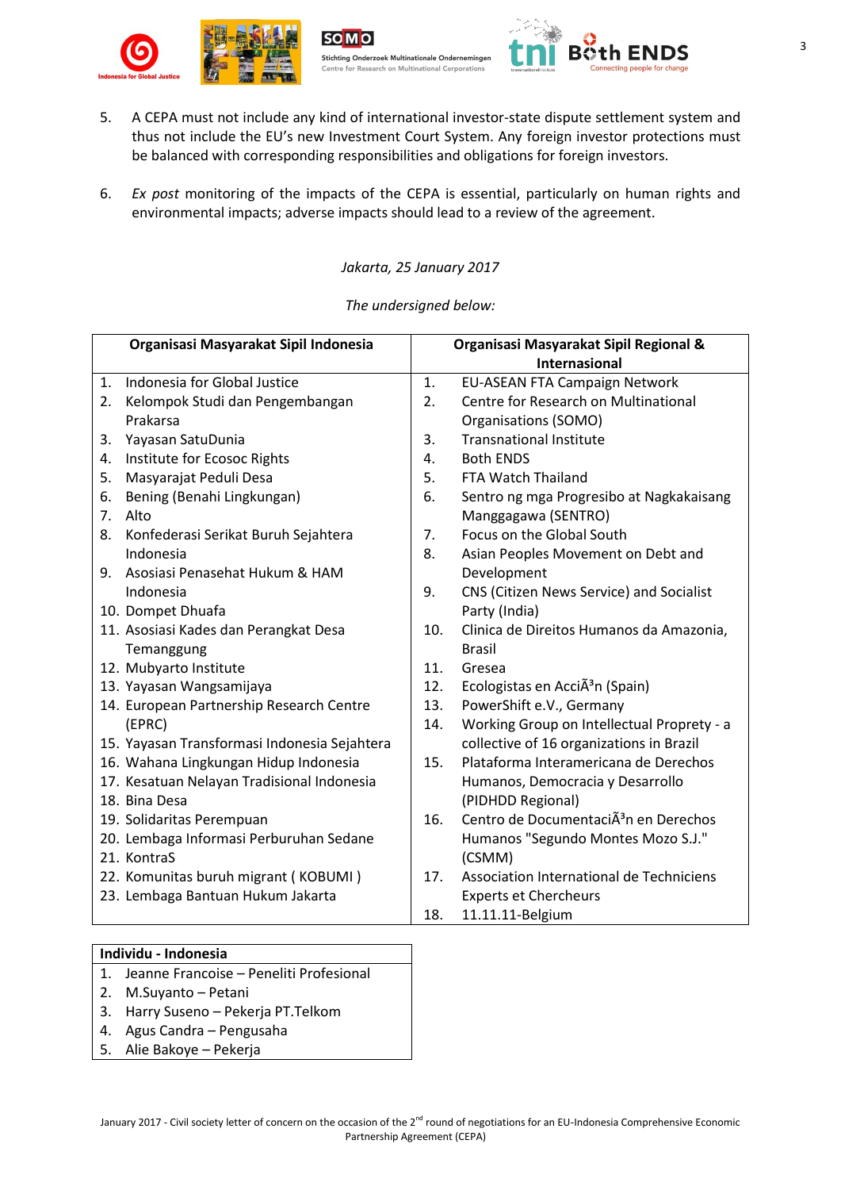5. A CEPA must not include any kind of international investor-state dispute settlement system and thus not include the EU's new Investment Court System. Any foreign investor protections must be balanced with corresponding responsibilities and obligations for foreign investors.

6. *Ex post* monitoring of the impacts of the CEPA is essential, particularly on human rights and environmental impacts; adverse impacts should lead to a review of the agreement.

*Jakarta, 25 January 2017*

*The undersigned below:*

| Organisasi Masyarakat Sipil Indonesia | Organisasi Masyarakat Sipil Regional & Internasional |
|---|---|
| 1. Indonesia for Global Justice | 1. EU-ASEAN FTA Campaign Network |
| 2. Kelompok Studi dan Pengembangan Prakarsa | 2. Centre for Research on Multinational Organisations (SOMO) |
| 3. Yayasan SatuDunia | 3. Transnational Institute |
| 4. Institute for Ecosoc Rights | 4. Both ENDS |
| 5. Masyarajat Peduli Desa | 5. FTA Watch Thailand |
| 6. Bening (Benahi Lingkungan) | 6. Sentro ng mga Progresibo at Nagkakaisang Manggagawa (SENTRO) |
| 7. Alto | 7. Focus on the Global South |
| 8. Konfederasi Serikat Buruh Sejahtera Indonesia | 8. Asian Peoples Movement on Debt and Development |
| 9. Asosiasi Penasehat Hukum & HAM Indonesia | 9. CNS (Citizen News Service) and Socialist Party (India) |
| 10. Dompet Dhuafa | 10. Clinica de Direitos Humanos da Amazonia, Brasil |
| 11. Asosiasi Kades dan Perangkat Desa Temanggung | 11. Gresea |
| 12. Mubyarto Institute | 12. Ecologistas en AcciÃ³n (Spain) |
| 13. Yayasan Wangsamijaya | 13. PowerShift e.V., Germany |
| 14. European Partnership Research Centre (EPRC) | 14. Working Group on Intellectual Proprety - a collective of 16 organizations in Brazil |
| 15. Yayasan Transformasi Indonesia Sejahtera | 15. Plataforma Interamericana de Derechos Humanos, Democracia y Desarrollo (PIDHDD Regional) |
| 16. Wahana Lingkungan Hidup Indonesia | 16. Centro de DocumentaciÃ³n en Derechos Humanos "Segundo Montes Mozo S.J." (CSMM) |
| 17. Kesatuan Nelayan Tradisional Indonesia | 17. Association International de Techniciens Experts et Chercheurs |
| 18. Bina Desa | 18. 11.11.11-Belgium |
| 19. Solidaritas Perempuan | |
| 20. Lembaga Informasi Perburuhan Sedane | |
| 21. KontraS | |
| 22. Komunitas buruh migrant ( KOBUMI ) | |
| 23. Lembaga Bantuan Hukum Jakarta | |

| Individu - Indonesia |
|---|
| 1. Jeanne Francoise – Peneliti Profesional |
| 2. M.Suyanto – Petani |
| 3. Harry Suseno – Pekerja PT.Telkom |
| 4. Agus Candra – Pengusaha |
| 5. Alie Bakoye – Pekerja |